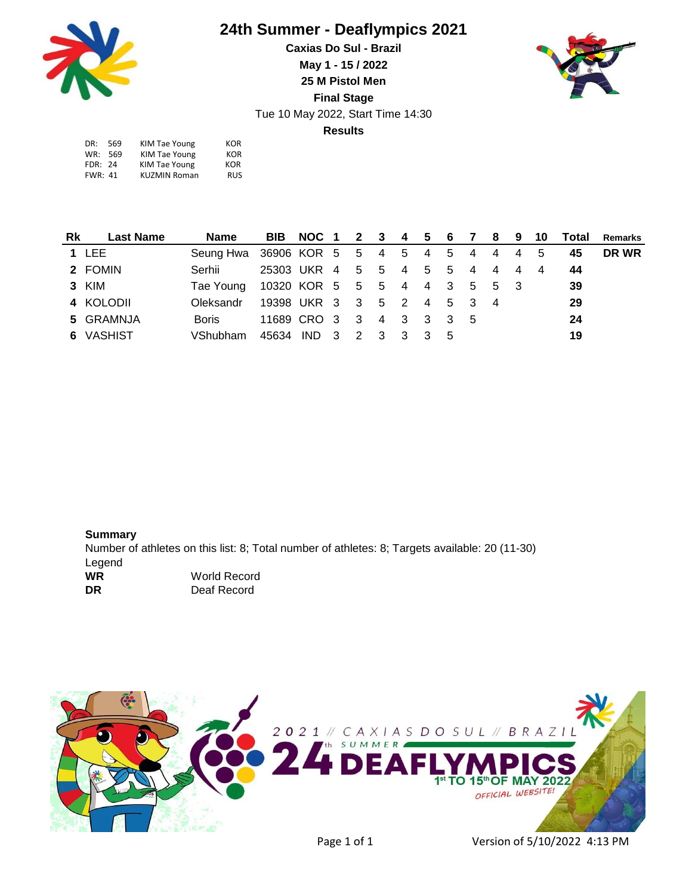# 24th Summer - Deaflympics 2021

**Caxias Do Sul - Brazil**

**May 1 - 15 / 2022**

**25 M Pistol Men**

**Final Stage**

Tue 10 May 2022, Start Time 14:30

**Results**

| | | | |
|---|---|---|---|
| DR: | 569 | KIM Tae Young | KOR |
| WR: | 569 | KIM Tae Young | KOR |
| FDR: | 24 | KIM Tae Young | KOR |
| FWR: | 41 | KUZMIN Roman | RUS |

| Rk | Last Name | Name | BIB | NOC | 1 | 2 | 3 | 4 | 5 | 6 | 7 | 8 | 9 | 10 | Total | Remarks |
|---|---|---|---|---|---|---|---|---|---|---|---|---|---|---|---|---|
| 1 | LEE | Seung Hwa | 36906 | KOR | 5 | 5 | 4 | 5 | 4 | 5 | 4 | 4 | 4 | 5 | 45 | DR WR |
| 2 | FOMIN | Serhii | 25303 | UKR | 4 | 5 | 5 | 4 | 5 | 5 | 4 | 4 | 4 | 4 | 44 | |
| 3 | KIM | Tae Young | 10320 | KOR | 5 | 5 | 5 | 4 | 4 | 3 | 5 | 5 | 3 | | 39 | |
| 4 | KOLODII | Oleksandr | 19398 | UKR | 3 | 3 | 5 | 2 | 4 | 5 | 3 | 4 | | | 29 | |
| 5 | GRAMNJA | Boris | 11689 | CRO | 3 | 3 | 4 | 3 | 3 | 3 | 5 | | | | 24 | |
| 6 | VASHIST | VShubham | 45634 | IND | 3 | 2 | 3 | 3 | 3 | 5 | | | | | 19 | |

**Summary**

Number of athletes on this list: 8; Total number of athletes: 8; Targets available: 20 (11-30)

Legend

| | |
|---|---|
| **WR** | World Record |
| **DR** | Deaf Record |

2021 // CAXIAS DO SUL // BRAZIL

24th SUMMER DEAFLYMPICS

1st TO 15th OF MAY 2022

OFFICIAL WEBSITE!

Version of 5/10/2022 4:13 PM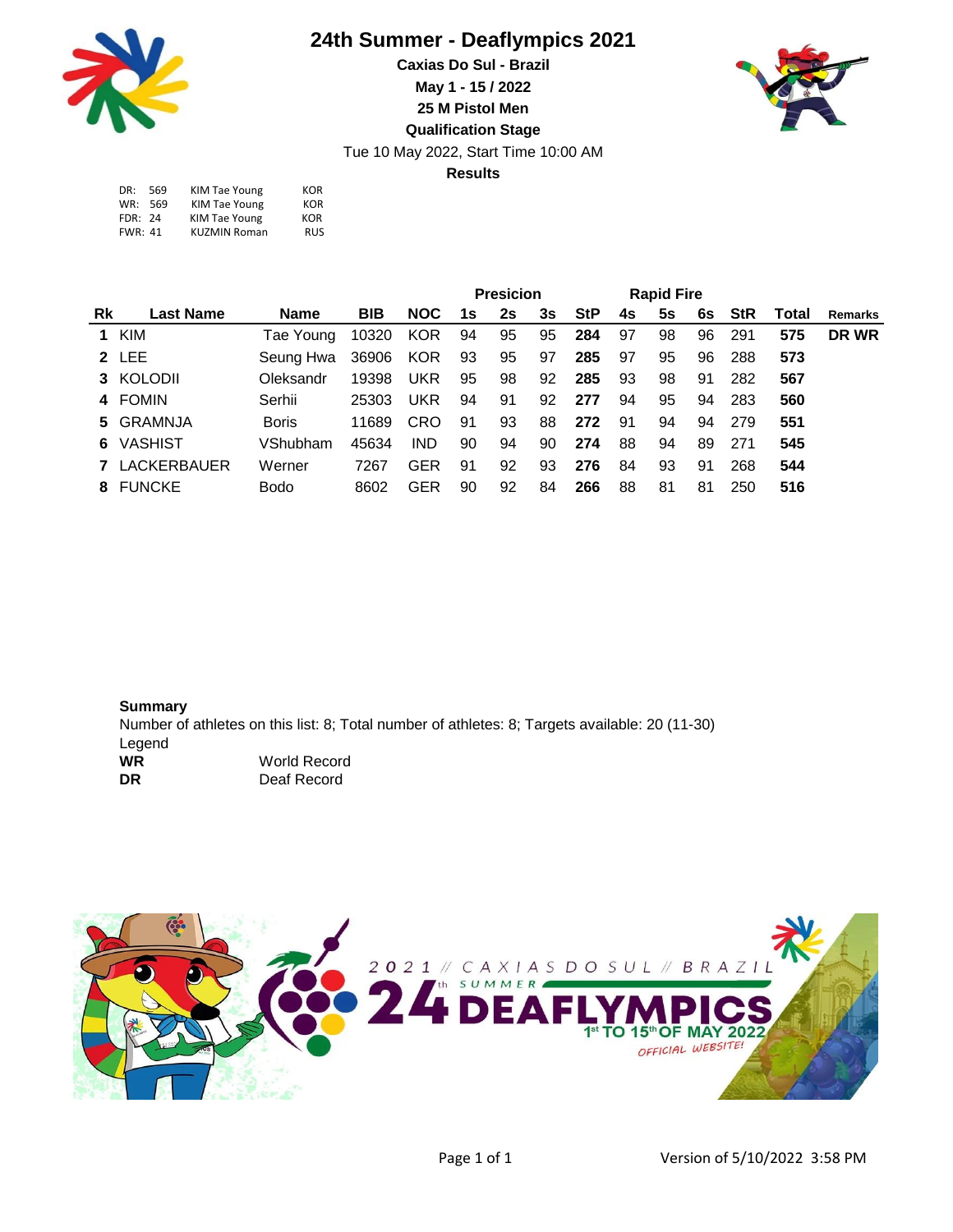# 24th Summer - Deaflympics 2021

**Caxias Do Sul - Brazil**

**May 1 - 15 / 2022**

**25 M Pistol Men**

**Qualification Stage**

Tue 10 May 2022, Start Time 10:00 AM

**Results**

| | | | |
|---|---|---|---|
| DR: | 569 | KIM Tae Young | KOR |
| WR: | 569 | KIM Tae Young | KOR |
| FDR: | 24 | KIM Tae Young | KOR |
| FWR: | 41 | KUZMIN Roman | RUS |

| | | | | | Presicion | | | | Rapid Fire | | | | | |
|---|---|---|---|---|---|---|---|---|---|---|---|---|---|---|
| **Rk** | **Last Name** | **Name** | **BIB** | **NOC** | **1s** | **2s** | **3s** | **StP** | **4s** | **5s** | **6s** | **StR** | **Total** | **Remarks** |
| **1** | KIM | Tae Young | 10320 | KOR | 94 | 95 | 95 | **284** | 97 | 98 | 96 | 291 | **575** | **DR WR** |
| **2** | LEE | Seung Hwa | 36906 | KOR | 93 | 95 | 97 | **285** | 97 | 95 | 96 | 288 | **573** | |
| **3** | KOLODII | Oleksandr | 19398 | UKR | 95 | 98 | 92 | **285** | 93 | 98 | 91 | 282 | **567** | |
| **4** | FOMIN | Serhii | 25303 | UKR | 94 | 91 | 92 | **277** | 94 | 95 | 94 | 283 | **560** | |
| **5** | GRAMNJA | Boris | 11689 | CRO | 91 | 93 | 88 | **272** | 91 | 94 | 94 | 279 | **551** | |
| **6** | VASHIST | VShubham | 45634 | IND | 90 | 94 | 90 | **274** | 88 | 94 | 89 | 271 | **545** | |
| **7** | LACKERBAUER | Werner | 7267 | GER | 91 | 92 | 93 | **276** | 84 | 93 | 91 | 268 | **544** | |
| **8** | FUNCKE | Bodo | 8602 | GER | 90 | 92 | 84 | **266** | 88 | 81 | 81 | 250 | **516** | |

**Summary**

Number of athletes on this list: 8; Total number of athletes: 8; Targets available: 20 (11-30)

Legend

| | |
|---|---|
| **WR** | World Record |
| **DR** | Deaf Record |

Version of 5/10/2022 3:58 PM